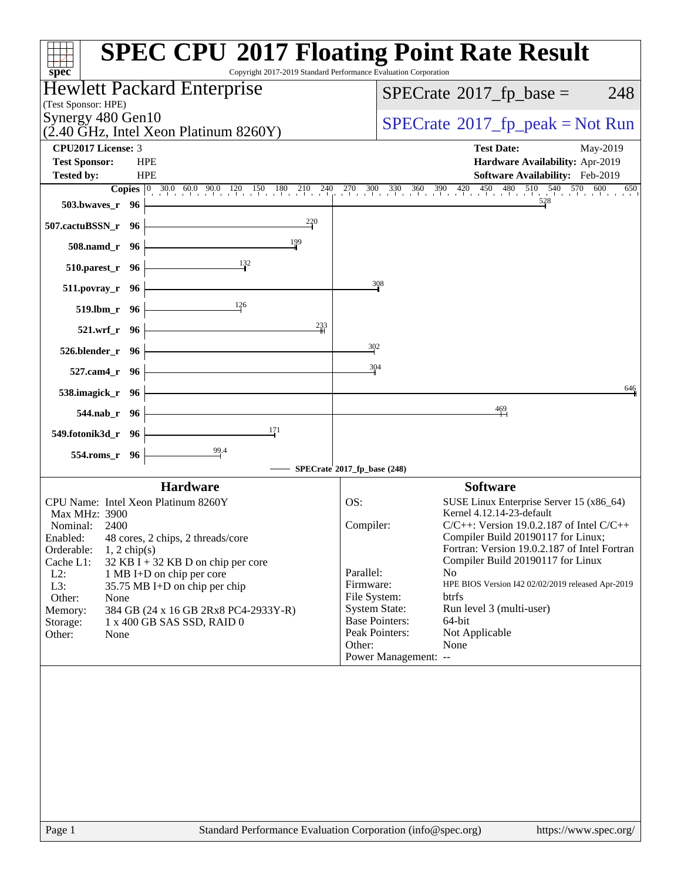# SPEC CPU 2017 Floating Point Rate Result

Copyright 2017-2019 Standard Performance Evaluation Corporation

**Hewlett Packard Enterprise**
(Test Sponsor: HPE)
Synergy 480 Gen10
(2.40 GHz, Intel Xeon Platinum 8260Y)

SPECrate 2017_fp_base = 248

SPECrate 2017_fp_peak = Not Run

| | | | |
|---|---|---|---|
| **CPU2017 License:** | 3 | **Test Date:** | May-2019 |
| **Test Sponsor:** | HPE | **Hardware Availability:** | Apr-2019 |
| **Tested by:** | HPE | **Software Availability:** | Feb-2019 |

| Benchmark | Copies | SPECrate 2017_fp_base |
|---|---|---|
| 503.bwaves_r | 96 | 528 |
| 507.cactuBSSN_r | 96 | 220 |
| 508.namd_r | 96 | 199 |
| 510.parest_r | 96 | 132 |
| 511.povray_r | 96 | 308 |
| 519.lbm_r | 96 | 126 |
| 521.wrf_r | 96 | 233 |
| 526.blender_r | 96 | 302 |
| 527.cam4_r | 96 | 304 |
| 538.imagick_r | 96 | 646 |
| 544.nab_r | 96 | 469 |
| 549.fotonik3d_r | 96 | 171 |
| 554.roms_r | 96 | 99.4 |

SPECrate 2017_fp_base (248)

## Hardware

| | |
|---|---|
| CPU Name: | Intel Xeon Platinum 8260Y |
| Max MHz: | 3900 |
| Nominal: | 2400 |
| Enabled: | 48 cores, 2 chips, 2 threads/core |
| Orderable: | 1, 2 chip(s) |
| Cache L1: | 32 KB I + 32 KB D on chip per core |
| L2: | 1 MB I+D on chip per core |
| L3: | 35.75 MB I+D on chip per chip |
| Other: | None |
| Memory: | 384 GB (24 x 16 GB 2Rx8 PC4-2933Y-R) |
| Storage: | 1 x 400 GB SAS SSD, RAID 0 |
| Other: | None |

## Software

| | |
|---|---|
| OS: | SUSE Linux Enterprise Server 15 (x86_64) Kernel 4.12.14-23-default |
| Compiler: | C/C++: Version 19.0.2.187 of Intel C/C++ Compiler Build 20190117 for Linux; Fortran: Version 19.0.2.187 of Intel Fortran Compiler Build 20190117 for Linux |
| Parallel: | No |
| Firmware: | HPE BIOS Version I42 02/02/2019 released Apr-2019 |
| File System: | btrfs |
| System State: | Run level 3 (multi-user) |
| Base Pointers: | 64-bit |
| Peak Pointers: | Not Applicable |
| Other: | None |
| Power Management: | -- |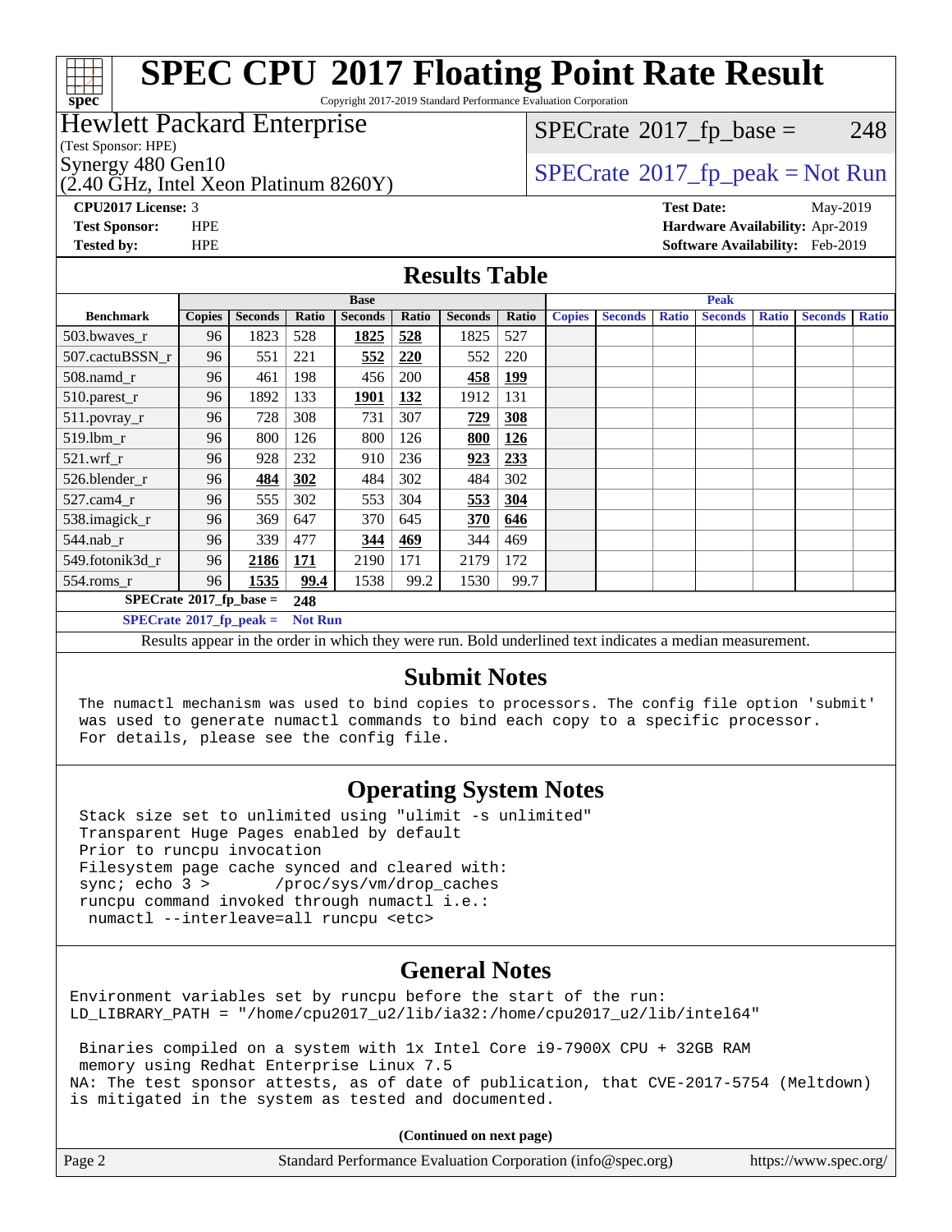# SPEC CPU 2017 Floating Point Rate Result

Copyright 2017-2019 Standard Performance Evaluation Corporation

**Hewlett Packard Enterprise**
(Test Sponsor: HPE)
Synergy 480 Gen10
(2.40 GHz, Intel Xeon Platinum 8260Y)

SPECrate 2017_fp_base = 248

SPECrate 2017_fp_peak = Not Run

**CPU2017 License:** 3
**Test Sponsor:** HPE
**Tested by:** HPE

**Test Date:** May-2019
**Hardware Availability:** Apr-2019
**Software Availability:** Feb-2019

## Results Table

| Benchmark | Base | | | | | | | Peak | | | | | | |
|---|---|---|---|---|---|---|---|---|---|---|---|---|---|---|
| | Copies | Seconds | Ratio | Seconds | Ratio | Seconds | Ratio | Copies | Seconds | Ratio | Seconds | Ratio | Seconds | Ratio |
| 503.bwaves_r | 96 | 1823 | 528 | **1825** | **528** | 1825 | 527 | | | | | | | |
| 507.cactuBSSN_r | 96 | 551 | 221 | **552** | **220** | 552 | 220 | | | | | | | |
| 508.namd_r | 96 | 461 | 198 | 456 | 200 | **458** | **199** | | | | | | | |
| 510.parest_r | 96 | 1892 | 133 | **1901** | **132** | 1912 | 131 | | | | | | | |
| 511.povray_r | 96 | 728 | 308 | 731 | 307 | **729** | **308** | | | | | | | |
| 519.lbm_r | 96 | 800 | 126 | 800 | 126 | **800** | **126** | | | | | | | |
| 521.wrf_r | 96 | 928 | 232 | 910 | 236 | **923** | **233** | | | | | | | |
| 526.blender_r | 96 | **484** | **302** | 484 | 302 | 484 | 302 | | | | | | | |
| 527.cam4_r | 96 | 555 | 302 | 553 | 304 | **553** | **304** | | | | | | | |
| 538.imagick_r | 96 | 369 | 647 | 370 | 645 | **370** | **646** | | | | | | | |
| 544.nab_r | 96 | 339 | 477 | **344** | **469** | 344 | 469 | | | | | | | |
| 549.fotonik3d_r | 96 | **2186** | **171** | 2190 | 171 | 2179 | 172 | | | | | | | |
| 554.roms_r | 96 | **1535** | **99.4** | 1538 | 99.2 | 1530 | 99.7 | | | | | | | |

SPECrate 2017_fp_base = **248**

SPECrate 2017_fp_peak = **Not Run**

Results appear in the order in which they were run. Bold underlined text indicates a median measurement.

## Submit Notes

```
The numactl mechanism was used to bind copies to processors. The config file option 'submit'
was used to generate numactl commands to bind each copy to a specific processor.
For details, please see the config file.
```

## Operating System Notes

```
Stack size set to unlimited using "ulimit -s unlimited"
Transparent Huge Pages enabled by default
Prior to runcpu invocation
Filesystem page cache synced and cleared with:
sync; echo 3 >       /proc/sys/vm/drop_caches
runcpu command invoked through numactl i.e.:
 numactl --interleave=all runcpu <etc>
```

## General Notes

```
Environment variables set by runcpu before the start of the run:
LD_LIBRARY_PATH = "/home/cpu2017_u2/lib/ia32:/home/cpu2017_u2/lib/intel64"

 Binaries compiled on a system with 1x Intel Core i9-7900X CPU + 32GB RAM
 memory using Redhat Enterprise Linux 7.5
NA: The test sponsor attests, as of date of publication, that CVE-2017-5754 (Meltdown)
is mitigated in the system as tested and documented.
```

**(Continued on next page)**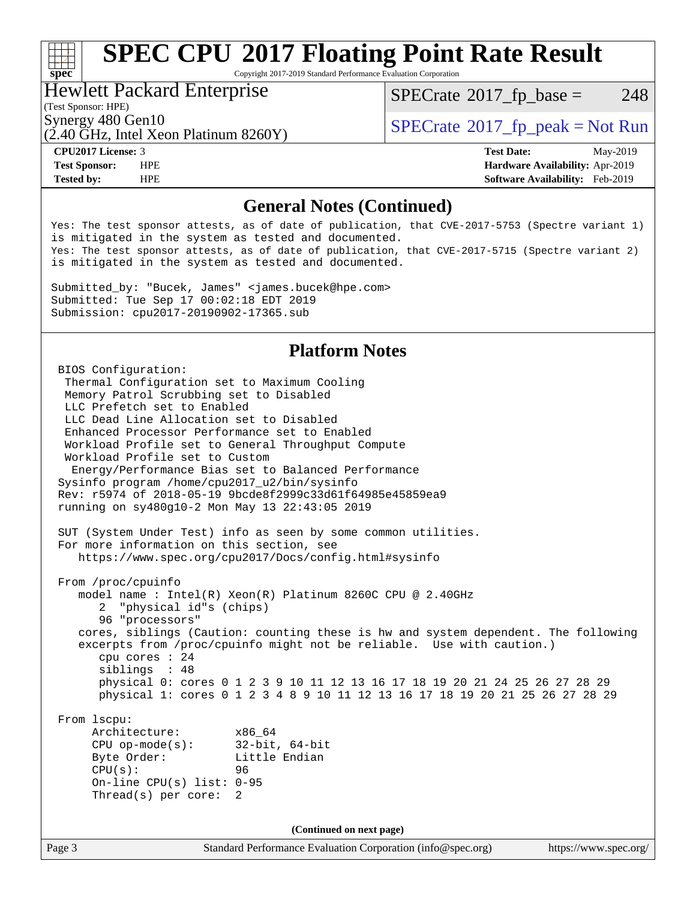# SPEC CPU 2017 Floating Point Rate Result

Copyright 2017-2019 Standard Performance Evaluation Corporation

**Hewlett Packard Enterprise**
(Test Sponsor: HPE)

Synergy 480 Gen10
(2.40 GHz, Intel Xeon Platinum 8260Y)

SPECrate 2017_fp_base = 248

SPECrate 2017_fp_peak = Not Run

| | | | |
|---|---|---|---|
| **CPU2017 License:** | 3 | **Test Date:** | May-2019 |
| **Test Sponsor:** | HPE | **Hardware Availability:** | Apr-2019 |
| **Tested by:** | HPE | **Software Availability:** | Feb-2019 |

## General Notes (Continued)

```
Yes: The test sponsor attests, as of date of publication, that CVE-2017-5753 (Spectre variant 1)
is mitigated in the system as tested and documented.
Yes: The test sponsor attests, as of date of publication, that CVE-2017-5715 (Spectre variant 2)
is mitigated in the system as tested and documented.

Submitted_by: "Bucek, James" <james.bucek@hpe.com>
Submitted: Tue Sep 17 00:02:18 EDT 2019
Submission: cpu2017-20190902-17365.sub
```

## Platform Notes

```
BIOS Configuration:
 Thermal Configuration set to Maximum Cooling
 Memory Patrol Scrubbing set to Disabled
 LLC Prefetch set to Enabled
 LLC Dead Line Allocation set to Disabled
 Enhanced Processor Performance set to Enabled
 Workload Profile set to General Throughput Compute
 Workload Profile set to Custom
  Energy/Performance Bias set to Balanced Performance
Sysinfo program /home/cpu2017_u2/bin/sysinfo
Rev: r5974 of 2018-05-19 9bcde8f2999c33d61f64985e45859ea9
running on sy480g10-2 Mon May 13 22:43:05 2019

SUT (System Under Test) info as seen by some common utilities.
For more information on this section, see
   https://www.spec.org/cpu2017/Docs/config.html#sysinfo

From /proc/cpuinfo
   model name : Intel(R) Xeon(R) Platinum 8260C CPU @ 2.40GHz
      2  "physical id"s (chips)
      96 "processors"
   cores, siblings (Caution: counting these is hw and system dependent. The following
   excerpts from /proc/cpuinfo might not be reliable.  Use with caution.)
      cpu cores : 24
      siblings  : 48
      physical 0: cores 0 1 2 3 9 10 11 12 13 16 17 18 19 20 21 24 25 26 27 28 29
      physical 1: cores 0 1 2 3 4 8 9 10 11 12 13 16 17 18 19 20 21 25 26 27 28 29

From lscpu:
     Architecture:          x86_64
     CPU op-mode(s):        32-bit, 64-bit
     Byte Order:            Little Endian
     CPU(s):                96
     On-line CPU(s) list: 0-95
     Thread(s) per core:  2
```

(Continued on next page)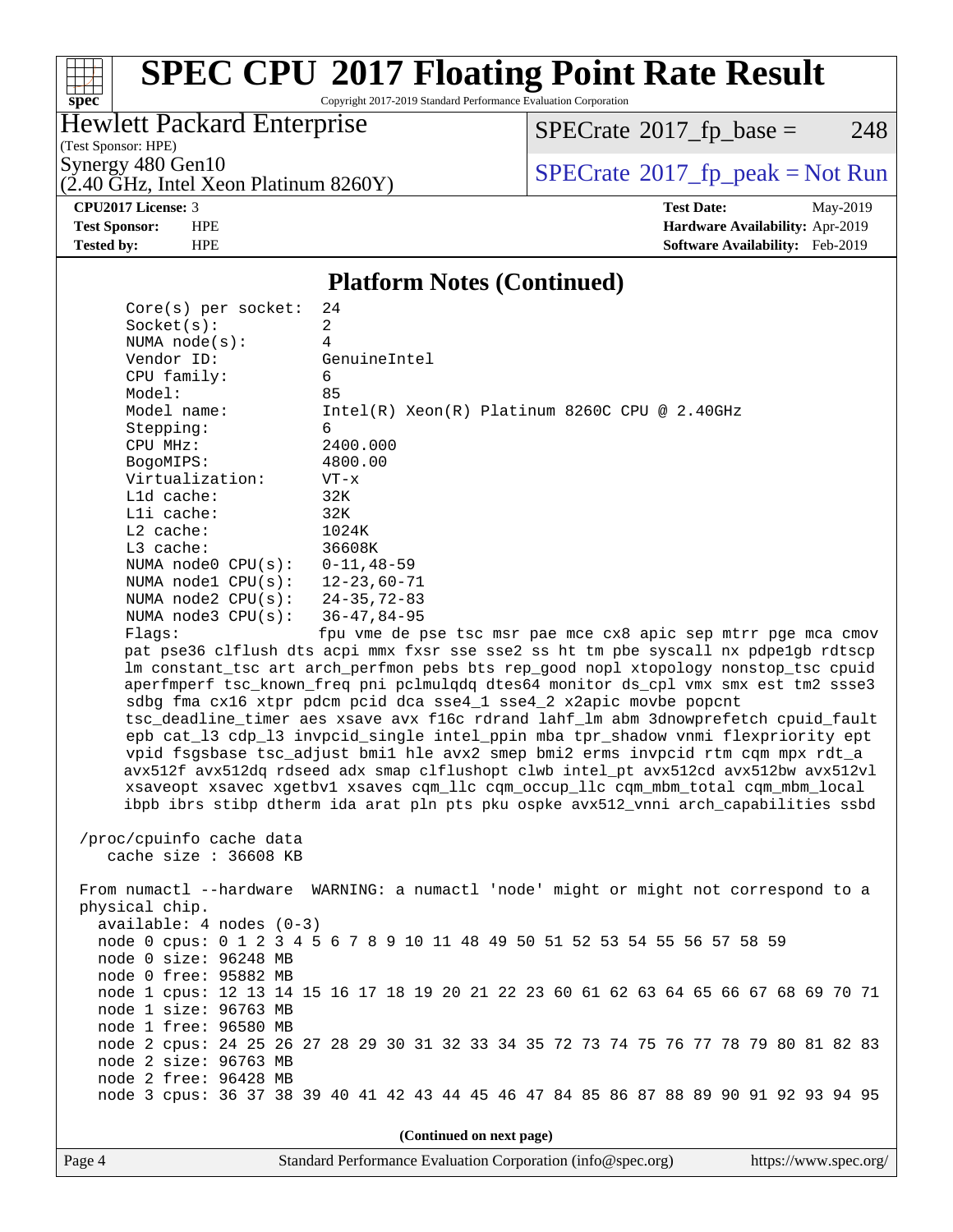## Platform Notes (Continued)

```
Core(s) per socket:  24
Socket(s):           2
NUMA node(s):        4
Vendor ID:           GenuineIntel
CPU family:          6
Model:               85
Model name:          Intel(R) Xeon(R) Platinum 8260C CPU @ 2.40GHz
Stepping:            6
CPU MHz:             2400.000
BogoMIPS:            4800.00
Virtualization:      VT-x
L1d cache:           32K
L1i cache:           32K
L2 cache:            1024K
L3 cache:            36608K
NUMA node0 CPU(s):   0-11,48-59
NUMA node1 CPU(s):   12-23,60-71
NUMA node2 CPU(s):   24-35,72-83
NUMA node3 CPU(s):   36-47,84-95
Flags:               fpu vme de pse tsc msr pae mce cx8 apic sep mtrr pge mca cmov
pat pse36 clflush dts acpi mmx fxsr sse sse2 ss ht tm pbe syscall nx pdpe1gb rdtscp
lm constant_tsc art arch_perfmon pebs bts rep_good nopl xtopology nonstop_tsc cpuid
aperfmperf tsc_known_freq pni pclmulqdq dtes64 monitor ds_cpl vmx smx est tm2 ssse3
sdbg fma cx16 xtpr pdcm pcid dca sse4_1 sse4_2 x2apic movbe popcnt
tsc_deadline_timer aes xsave avx f16c rdrand lahf_lm abm 3dnowprefetch cpuid_fault
epb cat_l3 cdp_l3 invpcid_single intel_ppin mba tpr_shadow vnmi flexpriority ept
vpid fsgsbase tsc_adjust bmi1 hle avx2 smep bmi2 erms invpcid rtm cqm mpx rdt_a
avx512f avx512dq rdseed adx smap clflushopt clwb intel_pt avx512cd avx512bw avx512vl
xsaveopt xsavec xgetbv1 xsaves cqm_llc cqm_occup_llc cqm_mbm_total cqm_mbm_local
ibpb ibrs stibp dtherm ida arat pln pts pku ospke avx512_vnni arch_capabilities ssbd

/proc/cpuinfo cache data
   cache size : 36608 KB

From numactl --hardware  WARNING: a numactl 'node' might or might not correspond to a
physical chip.
  available: 4 nodes (0-3)
  node 0 cpus: 0 1 2 3 4 5 6 7 8 9 10 11 48 49 50 51 52 53 54 55 56 57 58 59
  node 0 size: 96248 MB
  node 0 free: 95882 MB
  node 1 cpus: 12 13 14 15 16 17 18 19 20 21 22 23 60 61 62 63 64 65 66 67 68 69 70 71
  node 1 size: 96763 MB
  node 1 free: 96580 MB
  node 2 cpus: 24 25 26 27 28 29 30 31 32 33 34 35 72 73 74 75 76 77 78 79 80 81 82 83
  node 2 size: 96763 MB
  node 2 free: 96428 MB
  node 3 cpus: 36 37 38 39 40 41 42 43 44 45 46 47 84 85 86 87 88 89 90 91 92 93 94 95
```

(Continued on next page)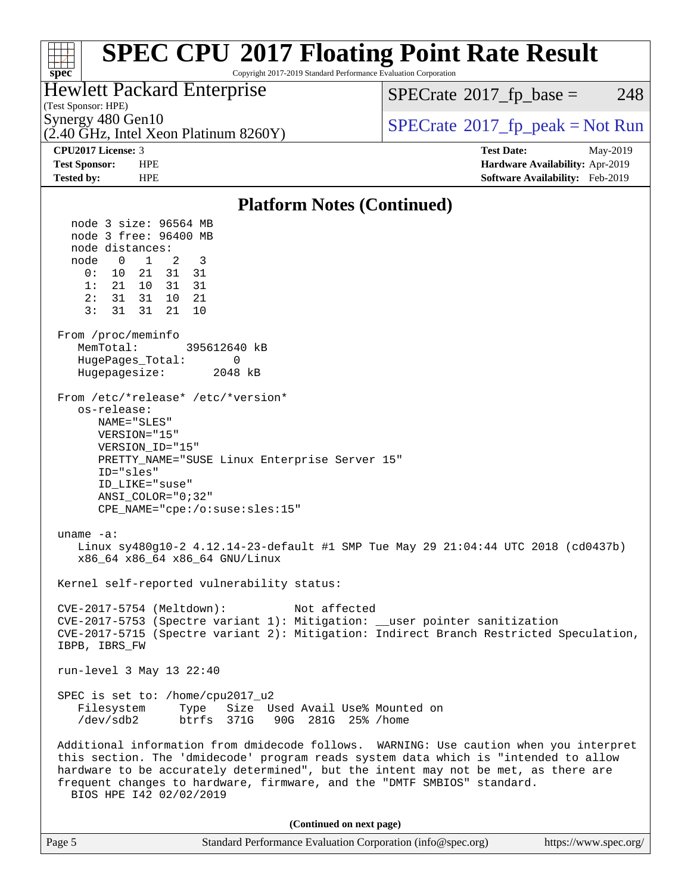# SPEC CPU 2017 Floating Point Rate Result

Copyright 2017-2019 Standard Performance Evaluation Corporation

**Hewlett Packard Enterprise**
(Test Sponsor: HPE)
Synergy 480 Gen10
(2.40 GHz, Intel Xeon Platinum 8260Y)

SPECrate 2017_fp_base = 248

SPECrate 2017_fp_peak = Not Run

**CPU2017 License:** 3
**Test Sponsor:** HPE
**Tested by:** HPE

**Test Date:** May-2019
**Hardware Availability:** Apr-2019
**Software Availability:** Feb-2019

## Platform Notes (Continued)

```
    node 3 size: 96564 MB
    node 3 free: 96400 MB
    node distances:
    node   0   1   2   3
      0:  10  21  31  31
      1:  21  10  31  31
      2:  31  31  10  21
      3:  31  31  21  10

 From /proc/meminfo
    MemTotal:       395612640 kB
    HugePages_Total:       0
    Hugepagesize:       2048 kB

 From /etc/*release* /etc/*version*
    os-release:
       NAME="SLES"
       VERSION="15"
       VERSION_ID="15"
       PRETTY_NAME="SUSE Linux Enterprise Server 15"
       ID="sles"
       ID_LIKE="suse"
       ANSI_COLOR="0;32"
       CPE_NAME="cpe:/o:suse:sles:15"

 uname -a:
    Linux sy480g10-2 4.12.14-23-default #1 SMP Tue May 29 21:04:44 UTC 2018 (cd0437b)
    x86_64 x86_64 x86_64 GNU/Linux

 Kernel self-reported vulnerability status:

 CVE-2017-5754 (Meltdown):          Not affected
 CVE-2017-5753 (Spectre variant 1): Mitigation: __user pointer sanitization
 CVE-2017-5715 (Spectre variant 2): Mitigation: Indirect Branch Restricted Speculation,
 IBPB, IBRS_FW

 run-level 3 May 13 22:40

 SPEC is set to: /home/cpu2017_u2
    Filesystem     Type   Size  Used Avail Use% Mounted on
    /dev/sdb2      btrfs  371G   90G  281G  25% /home

 Additional information from dmidecode follows.  WARNING: Use caution when you interpret
 this section. The 'dmidecode' program reads system data which is "intended to allow
 hardware to be accurately determined", but the intent may not be met, as there are
 frequent changes to hardware, firmware, and the "DMTF SMBIOS" standard.
   BIOS HPE I42 02/02/2019
```

(Continued on next page)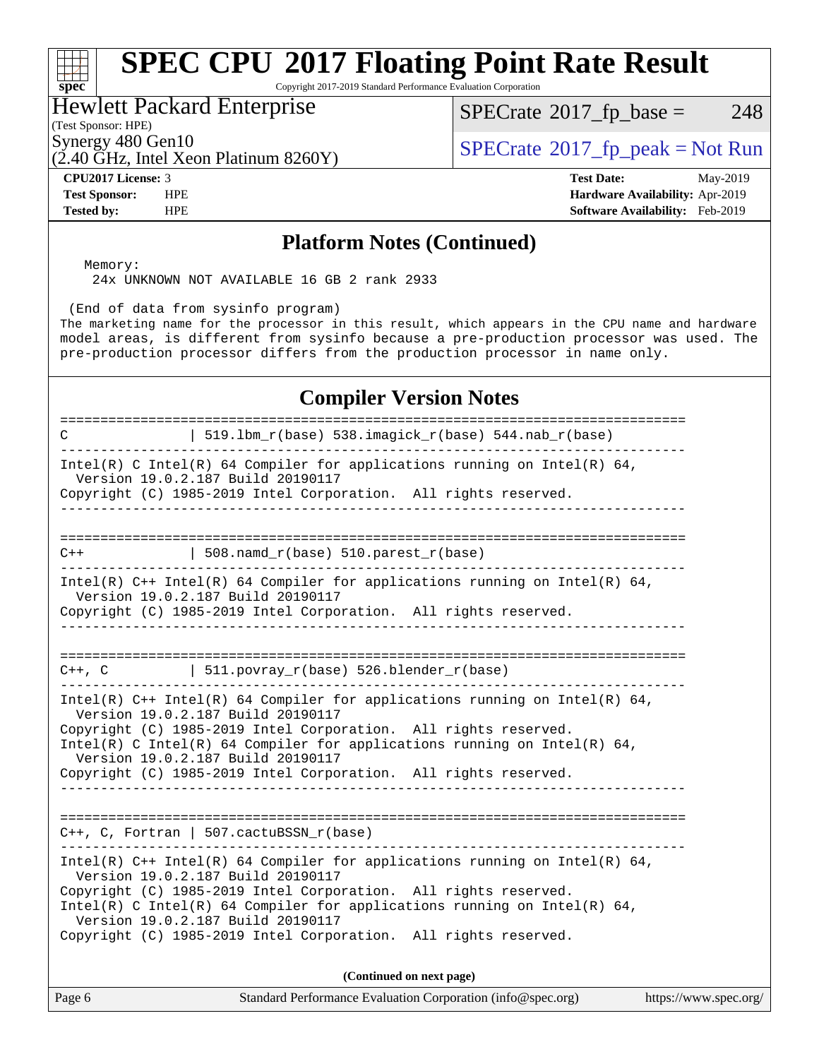## Platform Notes (Continued)

```
   Memory:
     24x UNKNOWN NOT AVAILABLE 16 GB 2 rank 2933

  (End of data from sysinfo program)
```

The marketing name for the processor in this result, which appears in the CPU name and hardware model areas, is different from sysinfo because a pre-production processor was used. The pre-production processor differs from the production processor in name only.

## Compiler Version Notes

```
==============================================================================
C               | 519.lbm_r(base) 538.imagick_r(base) 544.nab_r(base)
------------------------------------------------------------------------------
Intel(R) C Intel(R) 64 Compiler for applications running on Intel(R) 64,
  Version 19.0.2.187 Build 20190117
Copyright (C) 1985-2019 Intel Corporation.  All rights reserved.
------------------------------------------------------------------------------

==============================================================================
C++             | 508.namd_r(base) 510.parest_r(base)
------------------------------------------------------------------------------
Intel(R) C++ Intel(R) 64 Compiler for applications running on Intel(R) 64,
  Version 19.0.2.187 Build 20190117
Copyright (C) 1985-2019 Intel Corporation.  All rights reserved.
------------------------------------------------------------------------------

==============================================================================
C++, C          | 511.povray_r(base) 526.blender_r(base)
------------------------------------------------------------------------------
Intel(R) C++ Intel(R) 64 Compiler for applications running on Intel(R) 64,
  Version 19.0.2.187 Build 20190117
Copyright (C) 1985-2019 Intel Corporation.  All rights reserved.
Intel(R) C Intel(R) 64 Compiler for applications running on Intel(R) 64,
  Version 19.0.2.187 Build 20190117
Copyright (C) 1985-2019 Intel Corporation.  All rights reserved.
------------------------------------------------------------------------------

==============================================================================
C++, C, Fortran | 507.cactuBSSN_r(base)
------------------------------------------------------------------------------
Intel(R) C++ Intel(R) 64 Compiler for applications running on Intel(R) 64,
  Version 19.0.2.187 Build 20190117
Copyright (C) 1985-2019 Intel Corporation.  All rights reserved.
Intel(R) C Intel(R) 64 Compiler for applications running on Intel(R) 64,
  Version 19.0.2.187 Build 20190117
Copyright (C) 1985-2019 Intel Corporation.  All rights reserved.
```

**(Continued on next page)**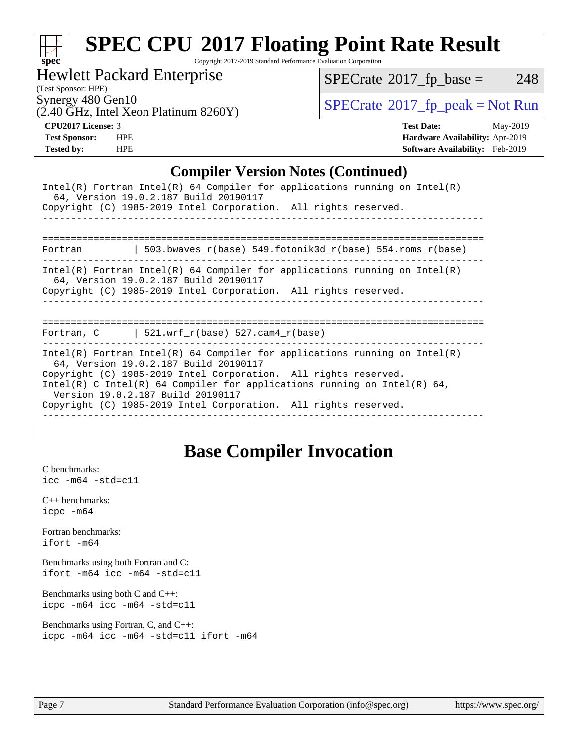## Compiler Version Notes (Continued)

```
Intel(R) Fortran Intel(R) 64 Compiler for applications running on Intel(R)
  64, Version 19.0.2.187 Build 20190117
Copyright (C) 1985-2019 Intel Corporation.  All rights reserved.
------------------------------------------------------------------------------

==============================================================================
Fortran         | 503.bwaves_r(base) 549.fotonik3d_r(base) 554.roms_r(base)
------------------------------------------------------------------------------
Intel(R) Fortran Intel(R) 64 Compiler for applications running on Intel(R)
  64, Version 19.0.2.187 Build 20190117
Copyright (C) 1985-2019 Intel Corporation.  All rights reserved.
------------------------------------------------------------------------------

==============================================================================
Fortran, C      | 521.wrf_r(base) 527.cam4_r(base)
------------------------------------------------------------------------------
Intel(R) Fortran Intel(R) 64 Compiler for applications running on Intel(R)
  64, Version 19.0.2.187 Build 20190117
Copyright (C) 1985-2019 Intel Corporation.  All rights reserved.
Intel(R) C Intel(R) 64 Compiler for applications running on Intel(R) 64,
  Version 19.0.2.187 Build 20190117
Copyright (C) 1985-2019 Intel Corporation.  All rights reserved.
------------------------------------------------------------------------------
```

## Base Compiler Invocation

C benchmarks:
`icc -m64 -std=c11`

C++ benchmarks:
`icpc -m64`

Fortran benchmarks:
`ifort -m64`

Benchmarks using both Fortran and C:
`ifort -m64 icc -m64 -std=c11`

Benchmarks using both C and C++:
`icpc -m64 icc -m64 -std=c11`

Benchmarks using Fortran, C, and C++:
`icpc -m64 icc -m64 -std=c11 ifort -m64`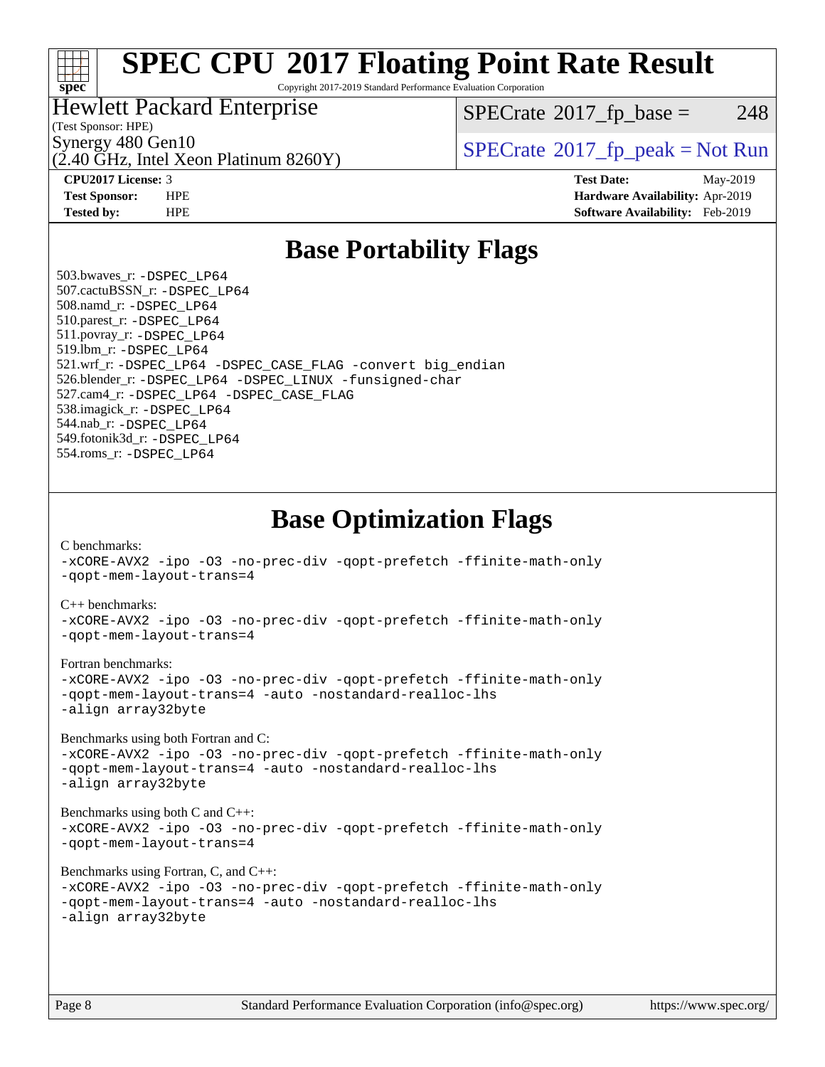# SPEC CPU 2017 Floating Point Rate Result

Copyright 2017-2019 Standard Performance Evaluation Corporation

**Hewlett Packard Enterprise**
(Test Sponsor: HPE)
Synergy 480 Gen10
(2.40 GHz, Intel Xeon Platinum 8260Y)

SPECrate 2017_fp_base = 248

SPECrate 2017_fp_peak = Not Run

| | | | |
|---|---|---|---|
| **CPU2017 License:** | 3 | **Test Date:** | May-2019 |
| **Test Sponsor:** | HPE | **Hardware Availability:** | Apr-2019 |
| **Tested by:** | HPE | **Software Availability:** | Feb-2019 |

## Base Portability Flags

503.bwaves_r: -DSPEC_LP64
507.cactuBSSN_r: -DSPEC_LP64
508.namd_r: -DSPEC_LP64
510.parest_r: -DSPEC_LP64
511.povray_r: -DSPEC_LP64
519.lbm_r: -DSPEC_LP64
521.wrf_r: -DSPEC_LP64 -DSPEC_CASE_FLAG -convert big_endian
526.blender_r: -DSPEC_LP64 -DSPEC_LINUX -funsigned-char
527.cam4_r: -DSPEC_LP64 -DSPEC_CASE_FLAG
538.imagick_r: -DSPEC_LP64
544.nab_r: -DSPEC_LP64
549.fotonik3d_r: -DSPEC_LP64
554.roms_r: -DSPEC_LP64

## Base Optimization Flags

C benchmarks:
-xCORE-AVX2 -ipo -O3 -no-prec-div -qopt-prefetch -ffinite-math-only
-qopt-mem-layout-trans=4

C++ benchmarks:
-xCORE-AVX2 -ipo -O3 -no-prec-div -qopt-prefetch -ffinite-math-only
-qopt-mem-layout-trans=4

Fortran benchmarks:
-xCORE-AVX2 -ipo -O3 -no-prec-div -qopt-prefetch -ffinite-math-only
-qopt-mem-layout-trans=4 -auto -nostandard-realloc-lhs
-align array32byte

Benchmarks using both Fortran and C:
-xCORE-AVX2 -ipo -O3 -no-prec-div -qopt-prefetch -ffinite-math-only
-qopt-mem-layout-trans=4 -auto -nostandard-realloc-lhs
-align array32byte

Benchmarks using both C and C++:
-xCORE-AVX2 -ipo -O3 -no-prec-div -qopt-prefetch -ffinite-math-only
-qopt-mem-layout-trans=4

Benchmarks using Fortran, C, and C++:
-xCORE-AVX2 -ipo -O3 -no-prec-div -qopt-prefetch -ffinite-math-only
-qopt-mem-layout-trans=4 -auto -nostandard-realloc-lhs
-align array32byte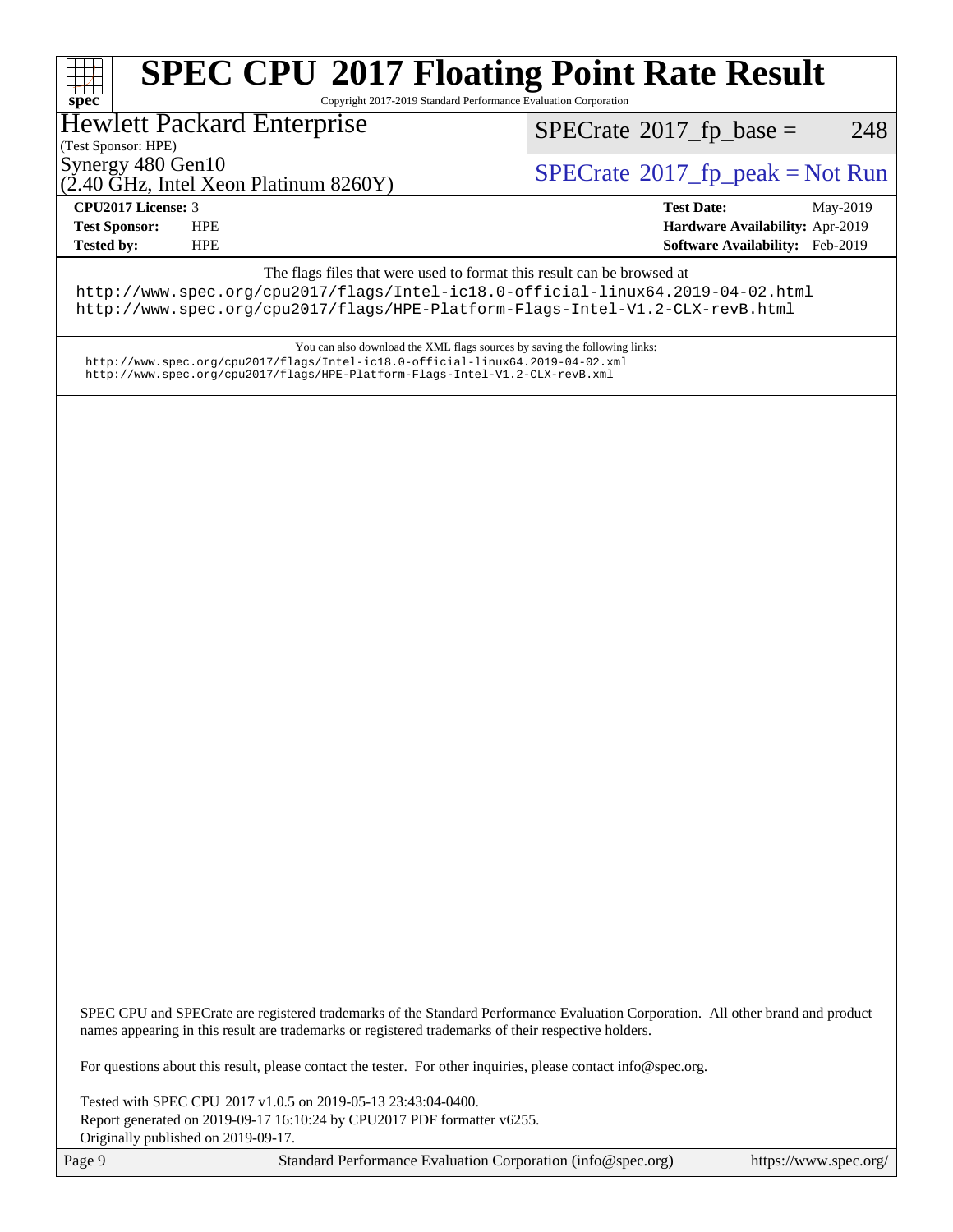The flags files that were used to format this result can be browsed at

http://www.spec.org/cpu2017/flags/Intel-ic18.0-official-linux64.2019-04-02.html
http://www.spec.org/cpu2017/flags/HPE-Platform-Flags-Intel-V1.2-CLX-revB.html

You can also download the XML flags sources by saving the following links:

http://www.spec.org/cpu2017/flags/Intel-ic18.0-official-linux64.2019-04-02.xml
http://www.spec.org/cpu2017/flags/HPE-Platform-Flags-Intel-V1.2-CLX-revB.xml

SPEC CPU and SPECrate are registered trademarks of the Standard Performance Evaluation Corporation. All other brand and product names appearing in this result are trademarks or registered trademarks of their respective holders.

For questions about this result, please contact the tester. For other inquiries, please contact info@spec.org.

Tested with SPEC CPU 2017 v1.0.5 on 2019-05-13 23:43:04-0400.
Report generated on 2019-09-17 16:10:24 by CPU2017 PDF formatter v6255.
Originally published on 2019-09-17.